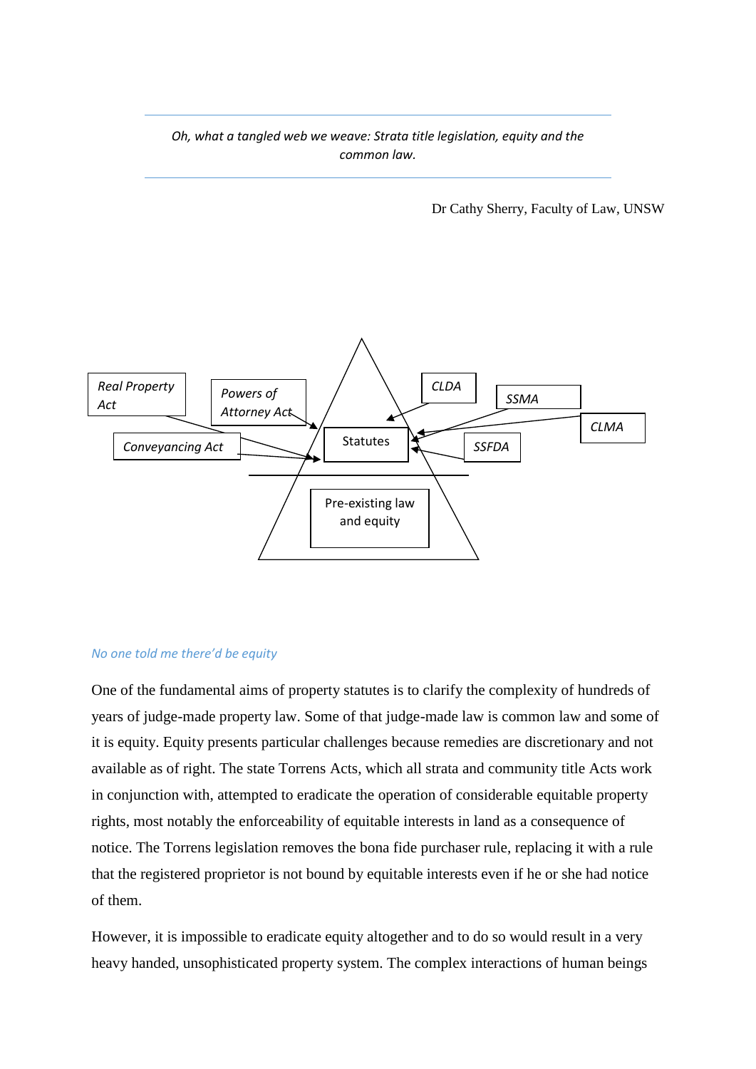*Oh, what a tangled web we weave: Strata title legislation, equity and the common law.*

Dr Cathy Sherry, Faculty of Law, UNSW

Real Property Act

Powers of Attorney Act

Conveyancing Act

CLDA

SSMA

CLMA

SSFDA

Statutes

Pre-existing law and equity

### *No one told me there'd be equity*

One of the fundamental aims of property statutes is to clarify the complexity of hundreds of years of judge-made property law. Some of that judge-made law is common law and some of it is equity. Equity presents particular challenges because remedies are discretionary and not available as of right. The state Torrens Acts, which all strata and community title Acts work in conjunction with, attempted to eradicate the operation of considerable equitable property rights, most notably the enforceability of equitable interests in land as a consequence of notice. The Torrens legislation removes the bona fide purchaser rule, replacing it with a rule that the registered proprietor is not bound by equitable interests even if he or she had notice of them.

However, it is impossible to eradicate equity altogether and to do so would result in a very heavy handed, unsophisticated property system. The complex interactions of human beings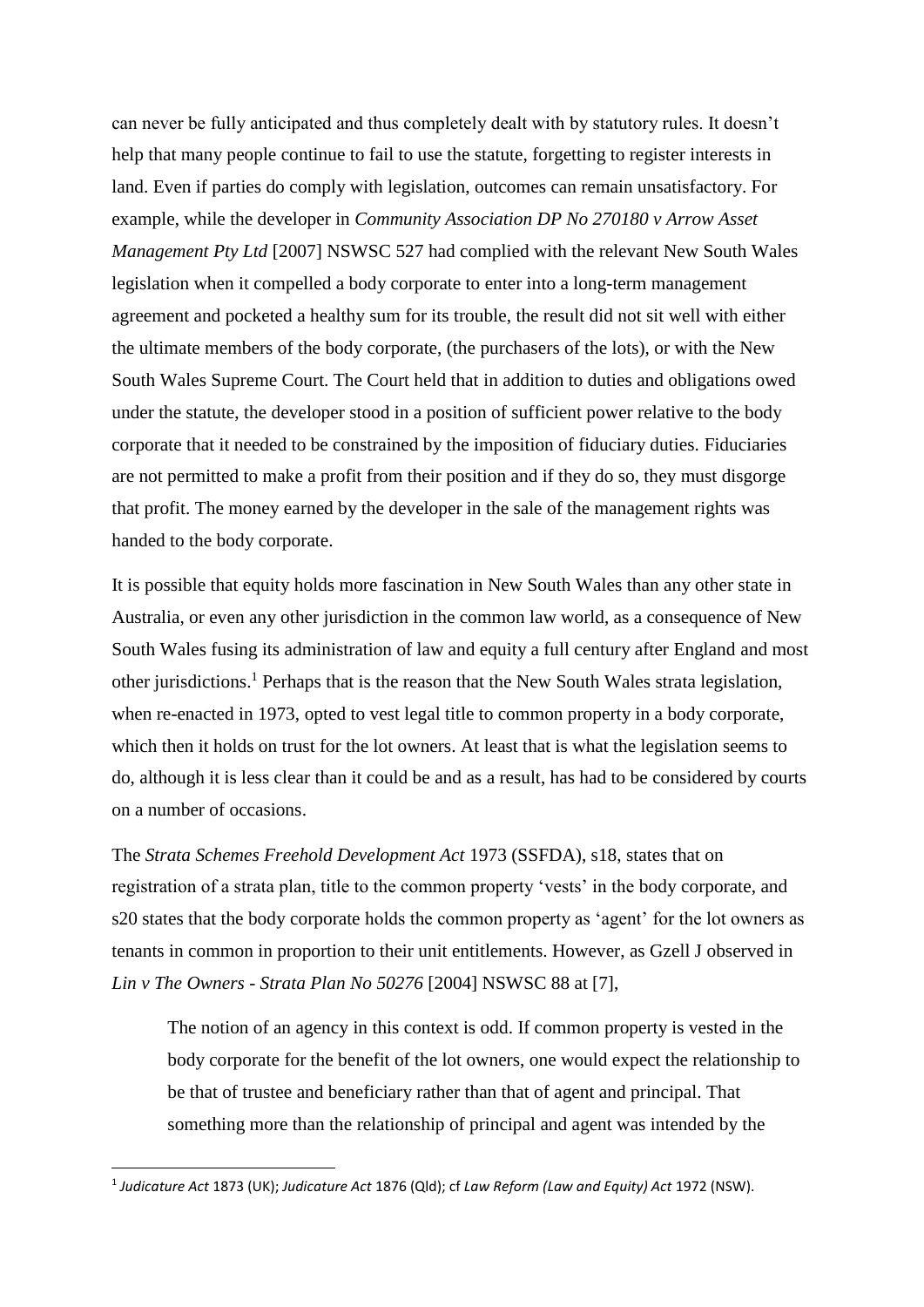can never be fully anticipated and thus completely dealt with by statutory rules. It doesn't help that many people continue to fail to use the statute, forgetting to register interests in land. Even if parties do comply with legislation, outcomes can remain unsatisfactory. For example, while the developer in *Community Association DP No 270180 v Arrow Asset Management Pty Ltd* [2007] NSWSC 527 had complied with the relevant New South Wales legislation when it compelled a body corporate to enter into a long-term management agreement and pocketed a healthy sum for its trouble, the result did not sit well with either the ultimate members of the body corporate, (the purchasers of the lots), or with the New South Wales Supreme Court. The Court held that in addition to duties and obligations owed under the statute, the developer stood in a position of sufficient power relative to the body corporate that it needed to be constrained by the imposition of fiduciary duties. Fiduciaries are not permitted to make a profit from their position and if they do so, they must disgorge that profit. The money earned by the developer in the sale of the management rights was handed to the body corporate.

It is possible that equity holds more fascination in New South Wales than any other state in Australia, or even any other jurisdiction in the common law world, as a consequence of New South Wales fusing its administration of law and equity a full century after England and most other jurisdictions.[1] Perhaps that is the reason that the New South Wales strata legislation, when re-enacted in 1973, opted to vest legal title to common property in a body corporate, which then it holds on trust for the lot owners. At least that is what the legislation seems to do, although it is less clear than it could be and as a result, has had to be considered by courts on a number of occasions.

The *Strata Schemes Freehold Development Act* 1973 (SSFDA), s18, states that on registration of a strata plan, title to the common property 'vests' in the body corporate, and s20 states that the body corporate holds the common property as 'agent' for the lot owners as tenants in common in proportion to their unit entitlements. However, as Gzell J observed in *Lin v The Owners - Strata Plan No 50276* [2004] NSWSC 88 at [7],

> The notion of an agency in this context is odd. If common property is vested in the body corporate for the benefit of the lot owners, one would expect the relationship to be that of trustee and beneficiary rather than that of agent and principal. That something more than the relationship of principal and agent was intended by the

---

[1] *Judicature Act* 1873 (UK); *Judicature Act* 1876 (Qld); cf *Law Reform (Law and Equity) Act* 1972 (NSW).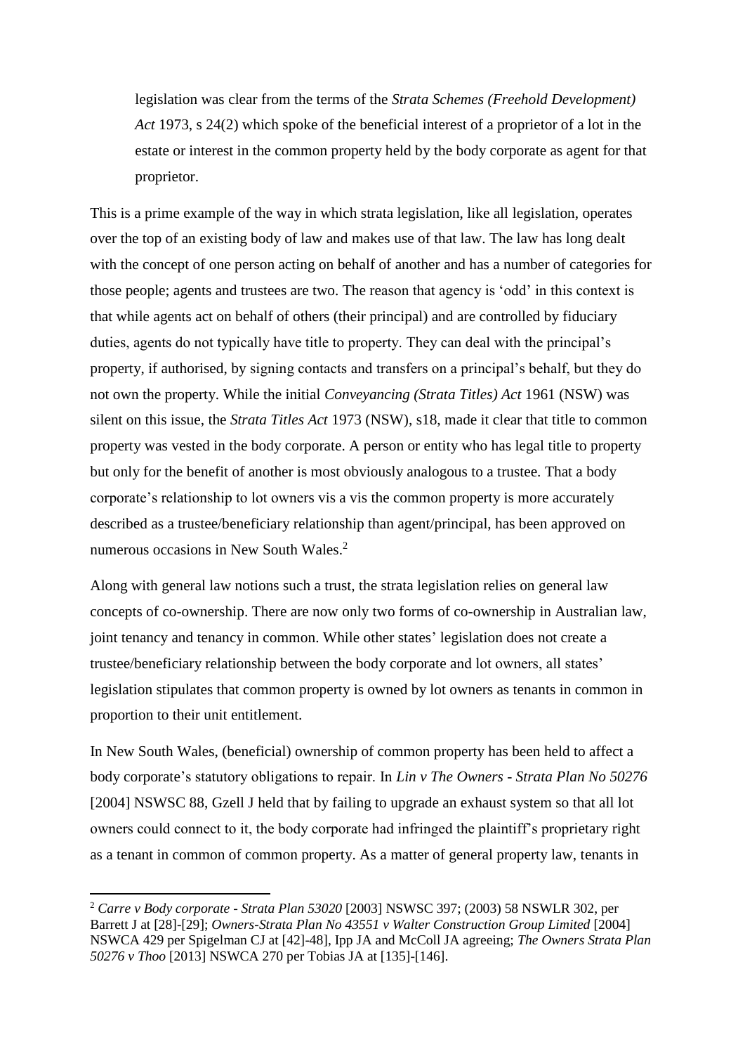legislation was clear from the terms of the *Strata Schemes (Freehold Development) Act* 1973, s 24(2) which spoke of the beneficial interest of a proprietor of a lot in the estate or interest in the common property held by the body corporate as agent for that proprietor.

This is a prime example of the way in which strata legislation, like all legislation, operates over the top of an existing body of law and makes use of that law. The law has long dealt with the concept of one person acting on behalf of another and has a number of categories for those people; agents and trustees are two. The reason that agency is 'odd' in this context is that while agents act on behalf of others (their principal) and are controlled by fiduciary duties, agents do not typically have title to property. They can deal with the principal's property, if authorised, by signing contacts and transfers on a principal's behalf, but they do not own the property. While the initial *Conveyancing (Strata Titles) Act* 1961 (NSW) was silent on this issue, the *Strata Titles Act* 1973 (NSW), s18, made it clear that title to common property was vested in the body corporate. A person or entity who has legal title to property but only for the benefit of another is most obviously analogous to a trustee. That a body corporate's relationship to lot owners vis a vis the common property is more accurately described as a trustee/beneficiary relationship than agent/principal, has been approved on numerous occasions in New South Wales.[2]

Along with general law notions such a trust, the strata legislation relies on general law concepts of co-ownership. There are now only two forms of co-ownership in Australian law, joint tenancy and tenancy in common. While other states' legislation does not create a trustee/beneficiary relationship between the body corporate and lot owners, all states' legislation stipulates that common property is owned by lot owners as tenants in common in proportion to their unit entitlement.

In New South Wales, (beneficial) ownership of common property has been held to affect a body corporate's statutory obligations to repair. In *Lin v The Owners - Strata Plan No 50276* [2004] NSWSC 88, Gzell J held that by failing to upgrade an exhaust system so that all lot owners could connect to it, the body corporate had infringed the plaintiff's proprietary right as a tenant in common of common property. As a matter of general property law, tenants in

---

[2] *Carre v Body corporate - Strata Plan 53020* [2003] NSWSC 397; (2003) 58 NSWLR 302, per Barrett J at [28]-[29]; *Owners-Strata Plan No 43551 v Walter Construction Group Limited* [2004] NSWCA 429 per Spigelman CJ at [42]-48], Ipp JA and McColl JA agreeing; *The Owners Strata Plan 50276 v Thoo* [2013] NSWCA 270 per Tobias JA at [135]-[146].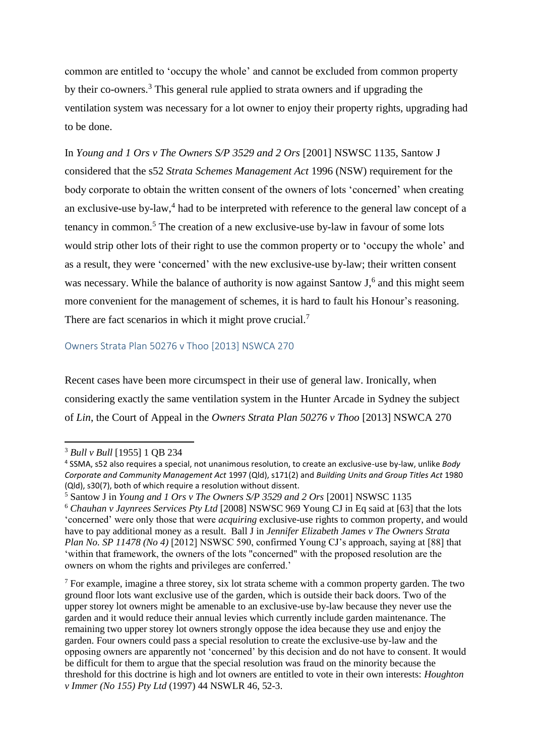common are entitled to 'occupy the whole' and cannot be excluded from common property by their co-owners.[3] This general rule applied to strata owners and if upgrading the ventilation system was necessary for a lot owner to enjoy their property rights, upgrading had to be done.

In *Young and 1 Ors v The Owners S/P 3529 and 2 Ors* [2001] NSWSC 1135, Santow J considered that the s52 *Strata Schemes Management Act* 1996 (NSW) requirement for the body corporate to obtain the written consent of the owners of lots 'concerned' when creating an exclusive-use by-law,[4] had to be interpreted with reference to the general law concept of a tenancy in common.[5] The creation of a new exclusive-use by-law in favour of some lots would strip other lots of their right to use the common property or to 'occupy the whole' and as a result, they were 'concerned' with the new exclusive-use by-law; their written consent was necessary. While the balance of authority is now against Santow J,[6] and this might seem more convenient for the management of schemes, it is hard to fault his Honour's reasoning. There are fact scenarios in which it might prove crucial.[7]

## Owners Strata Plan 50276 v Thoo [2013] NSWCA 270

Recent cases have been more circumspect in their use of general law. Ironically, when considering exactly the same ventilation system in the Hunter Arcade in Sydney the subject of *Lin*, the Court of Appeal in the *Owners Strata Plan 50276 v Thoo* [2013] NSWCA 270

---

[3] *Bull v Bull* [1955] 1 QB 234

[4] SSMA, s52 also requires a special, not unanimous resolution, to create an exclusive-use by-law, unlike *Body Corporate and Community Management Act* 1997 (Qld), s171(2) and *Building Units and Group Titles Act* 1980 (Qld), s30(7), both of which require a resolution without dissent.

[5] Santow J in *Young and 1 Ors v The Owners S/P 3529 and 2 Ors* [2001] NSWSC 1135

[6] *Chauhan v Jaynrees Services Pty Ltd* [2008] NSWSC 969 Young CJ in Eq said at [63] that the lots 'concerned' were only those that were *acquiring* exclusive-use rights to common property, and would have to pay additional money as a result. Ball J in *Jennifer Elizabeth James v The Owners Strata Plan No. SP 11478 (No 4)* [2012] NSWSC 590, confirmed Young CJ's approach, saying at [88] that 'within that framework, the owners of the lots "concerned" with the proposed resolution are the owners on whom the rights and privileges are conferred.'

[7] For example, imagine a three storey, six lot strata scheme with a common property garden. The two ground floor lots want exclusive use of the garden, which is outside their back doors. Two of the upper storey lot owners might be amenable to an exclusive-use by-law because they never use the garden and it would reduce their annual levies which currently include garden maintenance. The remaining two upper storey lot owners strongly oppose the idea because they use and enjoy the garden. Four owners could pass a special resolution to create the exclusive-use by-law and the opposing owners are apparently not 'concerned' by this decision and do not have to consent. It would be difficult for them to argue that the special resolution was fraud on the minority because the threshold for this doctrine is high and lot owners are entitled to vote in their own interests: *Houghton v Immer (No 155) Pty Ltd* (1997) 44 NSWLR 46, 52-3.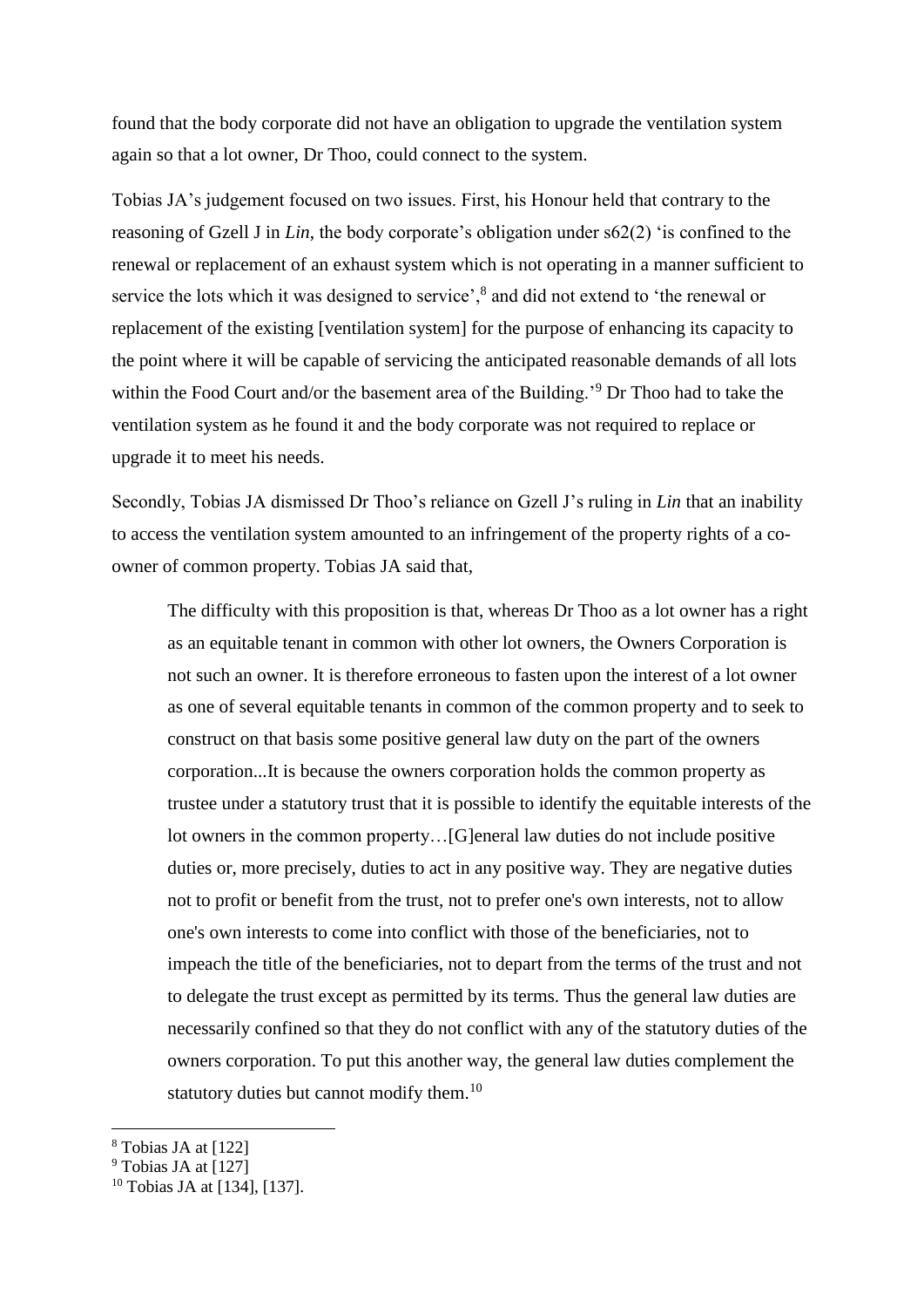found that the body corporate did not have an obligation to upgrade the ventilation system again so that a lot owner, Dr Thoo, could connect to the system.

Tobias JA's judgement focused on two issues. First, his Honour held that contrary to the reasoning of Gzell J in *Lin*, the body corporate's obligation under s62(2) 'is confined to the renewal or replacement of an exhaust system which is not operating in a manner sufficient to service the lots which it was designed to service',[8] and did not extend to 'the renewal or replacement of the existing [ventilation system] for the purpose of enhancing its capacity to the point where it will be capable of servicing the anticipated reasonable demands of all lots within the Food Court and/or the basement area of the Building.'[9] Dr Thoo had to take the ventilation system as he found it and the body corporate was not required to replace or upgrade it to meet his needs.

Secondly, Tobias JA dismissed Dr Thoo's reliance on Gzell J's ruling in *Lin* that an inability to access the ventilation system amounted to an infringement of the property rights of a co-owner of common property. Tobias JA said that,

> The difficulty with this proposition is that, whereas Dr Thoo as a lot owner has a right as an equitable tenant in common with other lot owners, the Owners Corporation is not such an owner. It is therefore erroneous to fasten upon the interest of a lot owner as one of several equitable tenants in common of the common property and to seek to construct on that basis some positive general law duty on the part of the owners corporation...It is because the owners corporation holds the common property as trustee under a statutory trust that it is possible to identify the equitable interests of the lot owners in the common property…[G]eneral law duties do not include positive duties or, more precisely, duties to act in any positive way. They are negative duties not to profit or benefit from the trust, not to prefer one's own interests, not to allow one's own interests to come into conflict with those of the beneficiaries, not to impeach the title of the beneficiaries, not to depart from the terms of the trust and not to delegate the trust except as permitted by its terms. Thus the general law duties are necessarily confined so that they do not conflict with any of the statutory duties of the owners corporation. To put this another way, the general law duties complement the statutory duties but cannot modify them.[10]

---

[8] Tobias JA at [122]

[9] Tobias JA at [127]

[10] Tobias JA at [134], [137].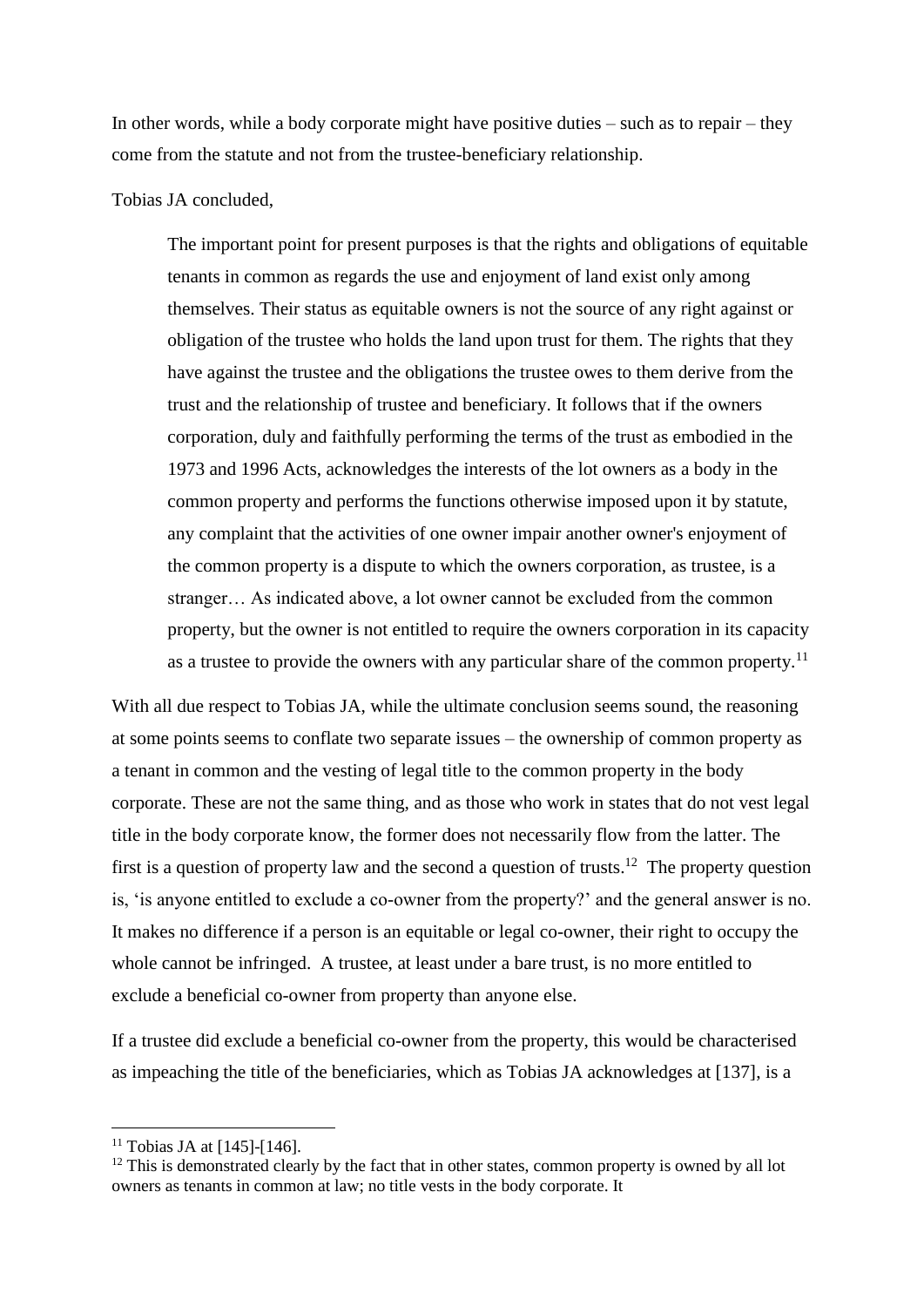In other words, while a body corporate might have positive duties – such as to repair – they come from the statute and not from the trustee-beneficiary relationship.

Tobias JA concluded,

> The important point for present purposes is that the rights and obligations of equitable tenants in common as regards the use and enjoyment of land exist only among themselves. Their status as equitable owners is not the source of any right against or obligation of the trustee who holds the land upon trust for them. The rights that they have against the trustee and the obligations the trustee owes to them derive from the trust and the relationship of trustee and beneficiary. It follows that if the owners corporation, duly and faithfully performing the terms of the trust as embodied in the 1973 and 1996 Acts, acknowledges the interests of the lot owners as a body in the common property and performs the functions otherwise imposed upon it by statute, any complaint that the activities of one owner impair another owner's enjoyment of the common property is a dispute to which the owners corporation, as trustee, is a stranger… As indicated above, a lot owner cannot be excluded from the common property, but the owner is not entitled to require the owners corporation in its capacity as a trustee to provide the owners with any particular share of the common property.[11]

With all due respect to Tobias JA, while the ultimate conclusion seems sound, the reasoning at some points seems to conflate two separate issues – the ownership of common property as a tenant in common and the vesting of legal title to the common property in the body corporate. These are not the same thing, and as those who work in states that do not vest legal title in the body corporate know, the former does not necessarily flow from the latter. The first is a question of property law and the second a question of trusts.[12] The property question is, 'is anyone entitled to exclude a co-owner from the property?' and the general answer is no. It makes no difference if a person is an equitable or legal co-owner, their right to occupy the whole cannot be infringed. A trustee, at least under a bare trust, is no more entitled to exclude a beneficial co-owner from property than anyone else.

If a trustee did exclude a beneficial co-owner from the property, this would be characterised as impeaching the title of the beneficiaries, which as Tobias JA acknowledges at [137], is a

---

[11] Tobias JA at [145]-[146].

[12] This is demonstrated clearly by the fact that in other states, common property is owned by all lot owners as tenants in common at law; no title vests in the body corporate. It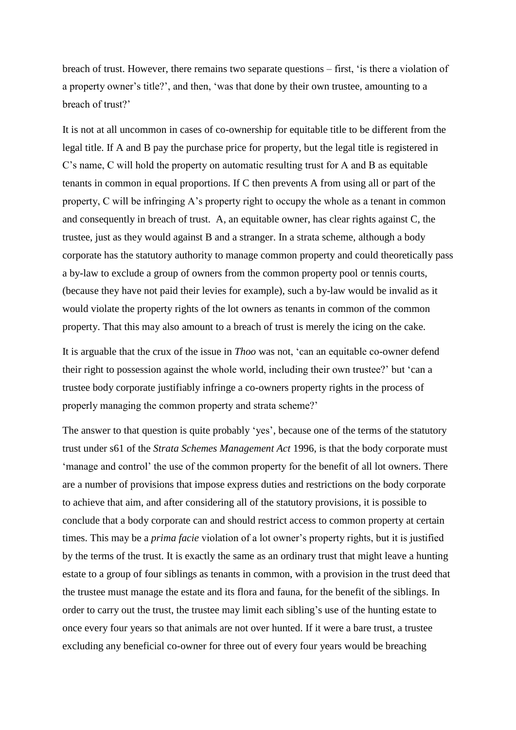breach of trust. However, there remains two separate questions – first, 'is there a violation of a property owner's title?', and then, 'was that done by their own trustee, amounting to a breach of trust?'

It is not at all uncommon in cases of co-ownership for equitable title to be different from the legal title. If A and B pay the purchase price for property, but the legal title is registered in C's name, C will hold the property on automatic resulting trust for A and B as equitable tenants in common in equal proportions. If C then prevents A from using all or part of the property, C will be infringing A's property right to occupy the whole as a tenant in common and consequently in breach of trust. A, an equitable owner, has clear rights against C, the trustee, just as they would against B and a stranger. In a strata scheme, although a body corporate has the statutory authority to manage common property and could theoretically pass a by-law to exclude a group of owners from the common property pool or tennis courts, (because they have not paid their levies for example), such a by-law would be invalid as it would violate the property rights of the lot owners as tenants in common of the common property. That this may also amount to a breach of trust is merely the icing on the cake.

It is arguable that the crux of the issue in *Thoo* was not, 'can an equitable co-owner defend their right to possession against the whole world, including their own trustee?' but 'can a trustee body corporate justifiably infringe a co-owners property rights in the process of properly managing the common property and strata scheme?'

The answer to that question is quite probably 'yes', because one of the terms of the statutory trust under s61 of the *Strata Schemes Management Act* 1996, is that the body corporate must 'manage and control' the use of the common property for the benefit of all lot owners. There are a number of provisions that impose express duties and restrictions on the body corporate to achieve that aim, and after considering all of the statutory provisions, it is possible to conclude that a body corporate can and should restrict access to common property at certain times. This may be a *prima facie* violation of a lot owner's property rights, but it is justified by the terms of the trust. It is exactly the same as an ordinary trust that might leave a hunting estate to a group of four siblings as tenants in common, with a provision in the trust deed that the trustee must manage the estate and its flora and fauna, for the benefit of the siblings. In order to carry out the trust, the trustee may limit each sibling's use of the hunting estate to once every four years so that animals are not over hunted. If it were a bare trust, a trustee excluding any beneficial co-owner for three out of every four years would be breaching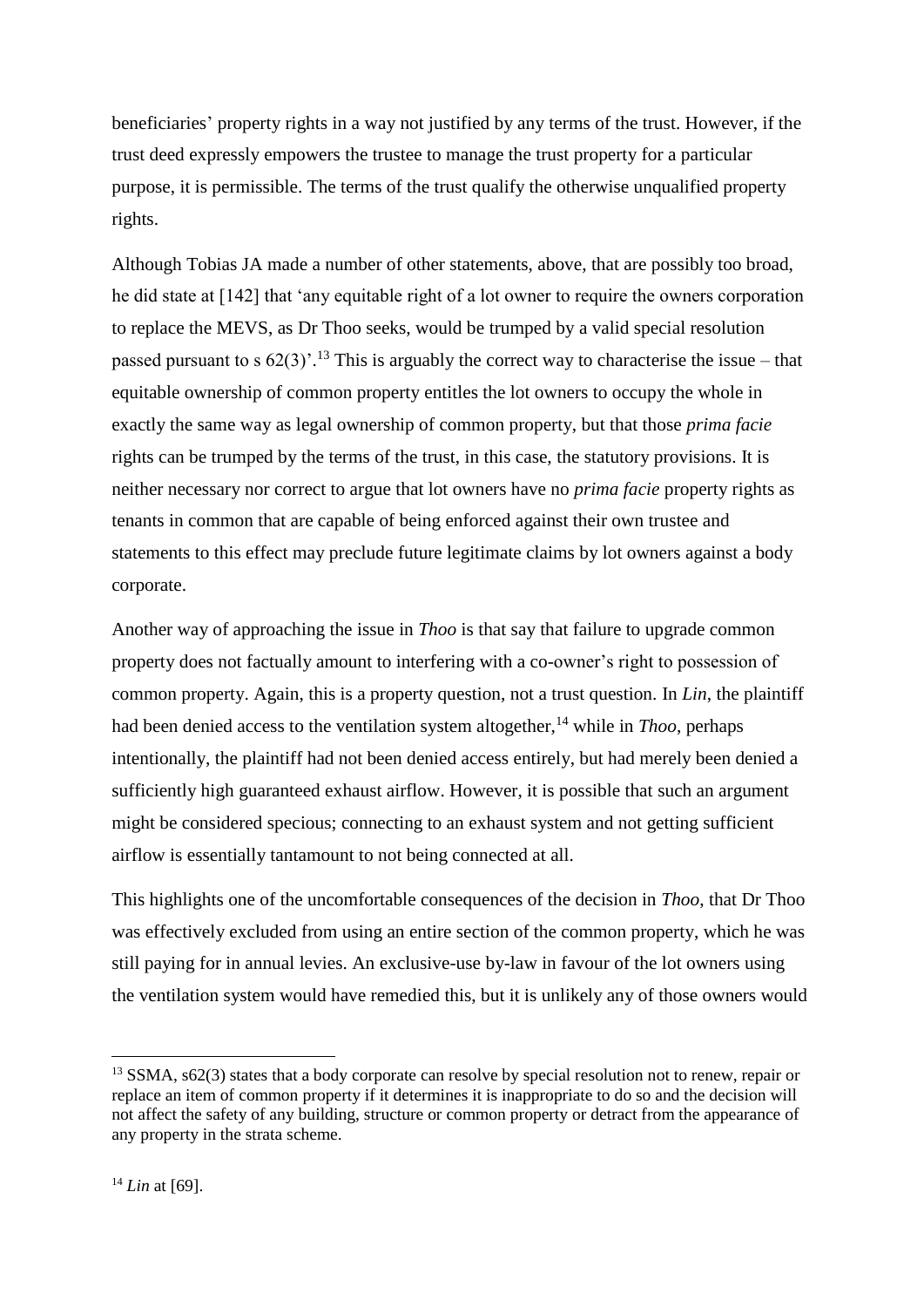beneficiaries' property rights in a way not justified by any terms of the trust. However, if the trust deed expressly empowers the trustee to manage the trust property for a particular purpose, it is permissible. The terms of the trust qualify the otherwise unqualified property rights.

Although Tobias JA made a number of other statements, above, that are possibly too broad, he did state at [142] that 'any equitable right of a lot owner to require the owners corporation to replace the MEVS, as Dr Thoo seeks, would be trumped by a valid special resolution passed pursuant to s 62(3)'.[13] This is arguably the correct way to characterise the issue – that equitable ownership of common property entitles the lot owners to occupy the whole in exactly the same way as legal ownership of common property, but that those *prima facie* rights can be trumped by the terms of the trust, in this case, the statutory provisions. It is neither necessary nor correct to argue that lot owners have no *prima facie* property rights as tenants in common that are capable of being enforced against their own trustee and statements to this effect may preclude future legitimate claims by lot owners against a body corporate.

Another way of approaching the issue in *Thoo* is that say that failure to upgrade common property does not factually amount to interfering with a co-owner's right to possession of common property. Again, this is a property question, not a trust question. In *Lin*, the plaintiff had been denied access to the ventilation system altogether,[14] while in *Thoo*, perhaps intentionally, the plaintiff had not been denied access entirely, but had merely been denied a sufficiently high guaranteed exhaust airflow. However, it is possible that such an argument might be considered specious; connecting to an exhaust system and not getting sufficient airflow is essentially tantamount to not being connected at all.

This highlights one of the uncomfortable consequences of the decision in *Thoo*, that Dr Thoo was effectively excluded from using an entire section of the common property, which he was still paying for in annual levies. An exclusive-use by-law in favour of the lot owners using the ventilation system would have remedied this, but it is unlikely any of those owners would

---

[13] SSMA, s62(3) states that a body corporate can resolve by special resolution not to renew, repair or replace an item of common property if it determines it is inappropriate to do so and the decision will not affect the safety of any building, structure or common property or detract from the appearance of any property in the strata scheme.

[14] *Lin* at [69].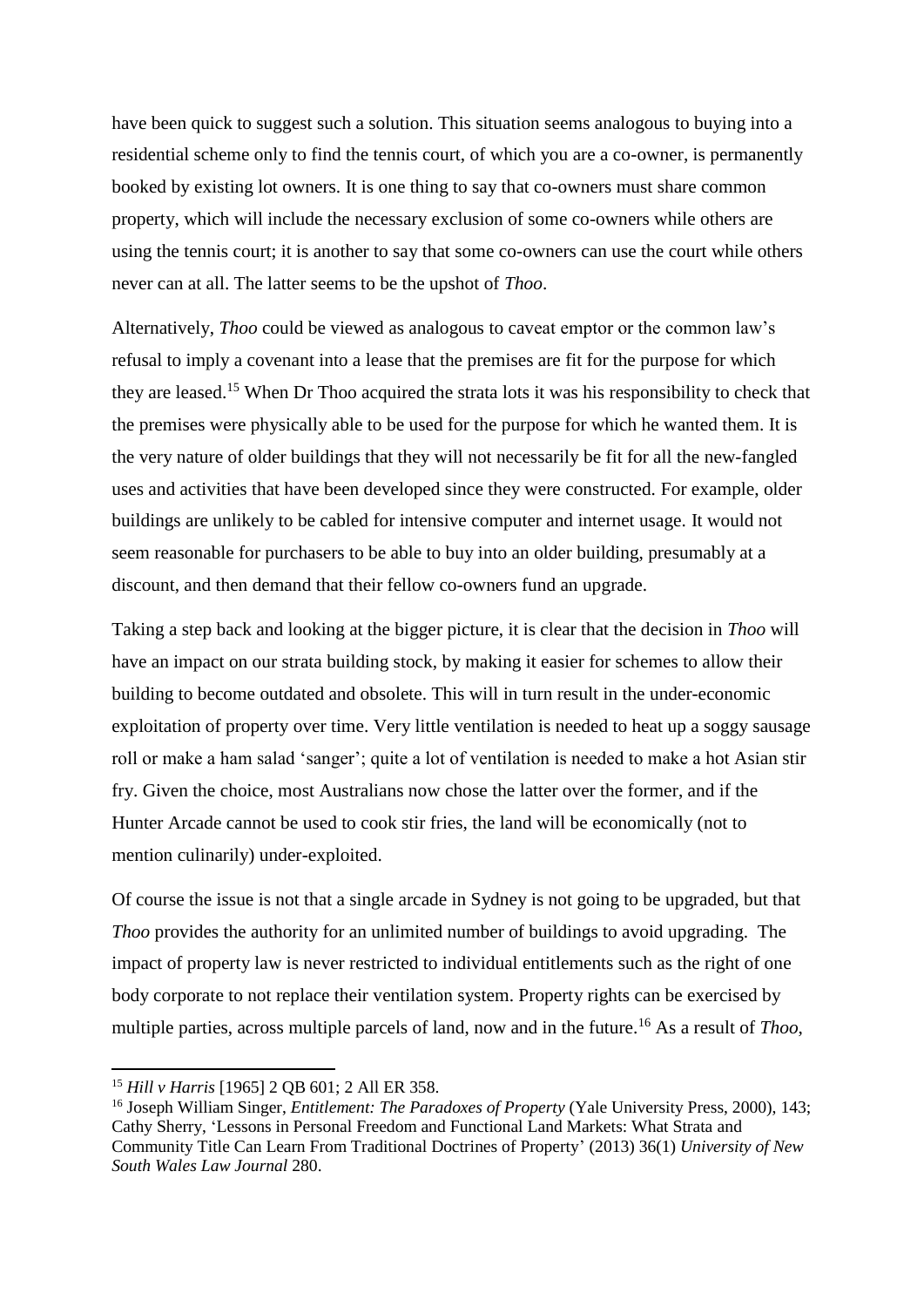have been quick to suggest such a solution. This situation seems analogous to buying into a residential scheme only to find the tennis court, of which you are a co-owner, is permanently booked by existing lot owners. It is one thing to say that co-owners must share common property, which will include the necessary exclusion of some co-owners while others are using the tennis court; it is another to say that some co-owners can use the court while others never can at all. The latter seems to be the upshot of *Thoo*.

Alternatively, *Thoo* could be viewed as analogous to caveat emptor or the common law's refusal to imply a covenant into a lease that the premises are fit for the purpose for which they are leased.[15] When Dr Thoo acquired the strata lots it was his responsibility to check that the premises were physically able to be used for the purpose for which he wanted them. It is the very nature of older buildings that they will not necessarily be fit for all the new-fangled uses and activities that have been developed since they were constructed. For example, older buildings are unlikely to be cabled for intensive computer and internet usage. It would not seem reasonable for purchasers to be able to buy into an older building, presumably at a discount, and then demand that their fellow co-owners fund an upgrade.

Taking a step back and looking at the bigger picture, it is clear that the decision in *Thoo* will have an impact on our strata building stock, by making it easier for schemes to allow their building to become outdated and obsolete. This will in turn result in the under-economic exploitation of property over time. Very little ventilation is needed to heat up a soggy sausage roll or make a ham salad 'sanger'; quite a lot of ventilation is needed to make a hot Asian stir fry. Given the choice, most Australians now chose the latter over the former, and if the Hunter Arcade cannot be used to cook stir fries, the land will be economically (not to mention culinarily) under-exploited.

Of course the issue is not that a single arcade in Sydney is not going to be upgraded, but that *Thoo* provides the authority for an unlimited number of buildings to avoid upgrading. The impact of property law is never restricted to individual entitlements such as the right of one body corporate to not replace their ventilation system. Property rights can be exercised by multiple parties, across multiple parcels of land, now and in the future.[16] As a result of *Thoo*,

---

[15] *Hill v Harris* [1965] 2 QB 601; 2 All ER 358.

[16] Joseph William Singer, *Entitlement: The Paradoxes of Property* (Yale University Press, 2000), 143; Cathy Sherry, 'Lessons in Personal Freedom and Functional Land Markets: What Strata and Community Title Can Learn From Traditional Doctrines of Property' (2013) 36(1) *University of New South Wales Law Journal* 280.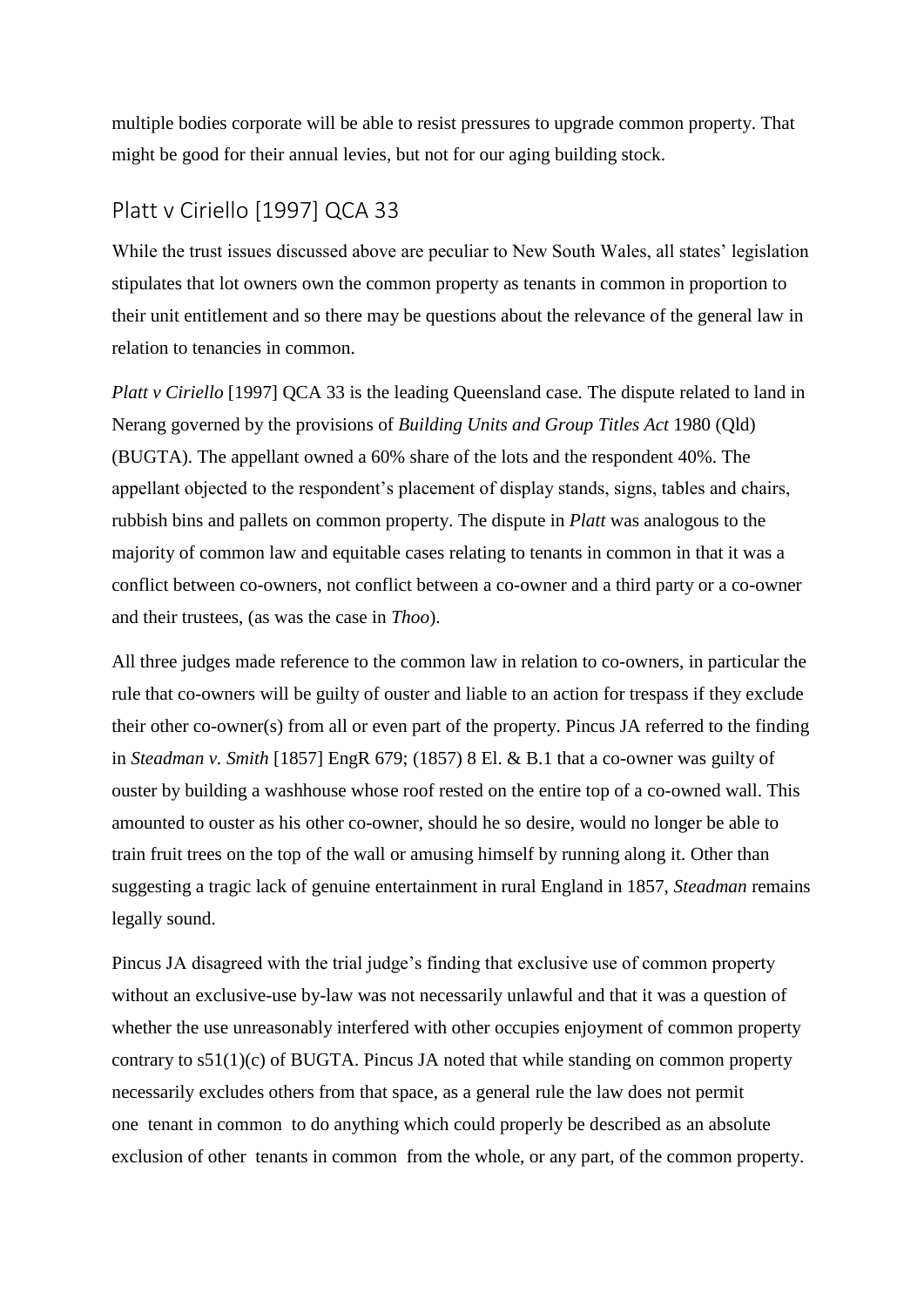multiple bodies corporate will be able to resist pressures to upgrade common property. That might be good for their annual levies, but not for our aging building stock.

## Platt v Ciriello [1997] QCA 33

While the trust issues discussed above are peculiar to New South Wales, all states' legislation stipulates that lot owners own the common property as tenants in common in proportion to their unit entitlement and so there may be questions about the relevance of the general law in relation to tenancies in common.

*Platt v Ciriello* [1997] QCA 33 is the leading Queensland case. The dispute related to land in Nerang governed by the provisions of *Building Units and Group Titles Act* 1980 (Qld) (BUGTA). The appellant owned a 60% share of the lots and the respondent 40%. The appellant objected to the respondent's placement of display stands, signs, tables and chairs, rubbish bins and pallets on common property. The dispute in *Platt* was analogous to the majority of common law and equitable cases relating to tenants in common in that it was a conflict between co-owners, not conflict between a co-owner and a third party or a co-owner and their trustees, (as was the case in *Thoo*).

All three judges made reference to the common law in relation to co-owners, in particular the rule that co-owners will be guilty of ouster and liable to an action for trespass if they exclude their other co-owner(s) from all or even part of the property. Pincus JA referred to the finding in *Steadman v. Smith* [1857] EngR 679; (1857) 8 El. & B.1 that a co-owner was guilty of ouster by building a washhouse whose roof rested on the entire top of a co-owned wall. This amounted to ouster as his other co-owner, should he so desire, would no longer be able to train fruit trees on the top of the wall or amusing himself by running along it. Other than suggesting a tragic lack of genuine entertainment in rural England in 1857, *Steadman* remains legally sound.

Pincus JA disagreed with the trial judge's finding that exclusive use of common property without an exclusive-use by-law was not necessarily unlawful and that it was a question of whether the use unreasonably interfered with other occupies enjoyment of common property contrary to s51(1)(c) of BUGTA. Pincus JA noted that while standing on common property necessarily excludes others from that space, as a general rule the law does not permit one tenant in common to do anything which could properly be described as an absolute exclusion of other tenants in common from the whole, or any part, of the common property.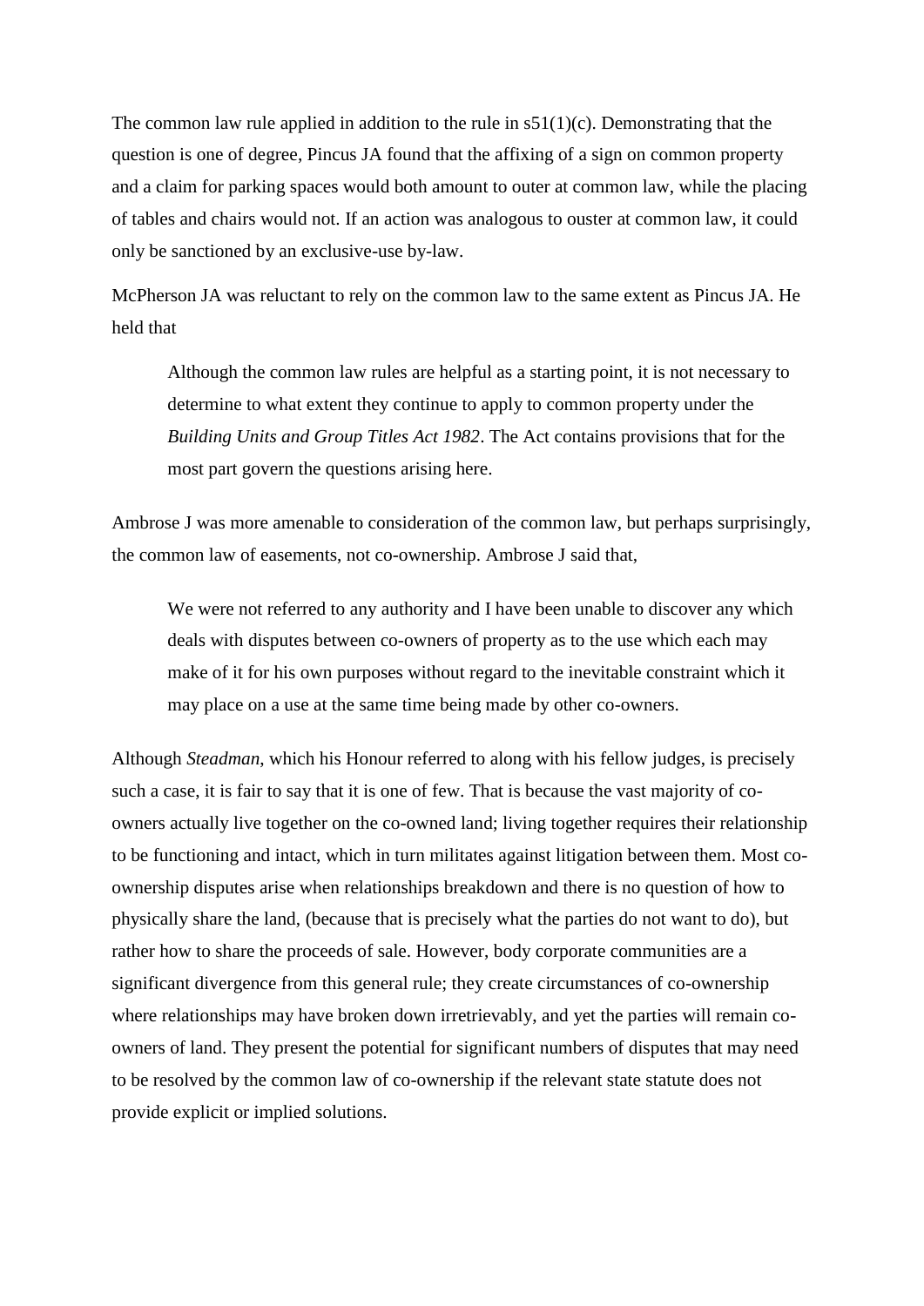The common law rule applied in addition to the rule in s51(1)(c). Demonstrating that the question is one of degree, Pincus JA found that the affixing of a sign on common property and a claim for parking spaces would both amount to outer at common law, while the placing of tables and chairs would not. If an action was analogous to ouster at common law, it could only be sanctioned by an exclusive-use by-law.

McPherson JA was reluctant to rely on the common law to the same extent as Pincus JA. He held that

> Although the common law rules are helpful as a starting point, it is not necessary to determine to what extent they continue to apply to common property under the *Building Units and Group Titles Act 1982*. The Act contains provisions that for the most part govern the questions arising here.

Ambrose J was more amenable to consideration of the common law, but perhaps surprisingly, the common law of easements, not co-ownership. Ambrose J said that,

> We were not referred to any authority and I have been unable to discover any which deals with disputes between co-owners of property as to the use which each may make of it for his own purposes without regard to the inevitable constraint which it may place on a use at the same time being made by other co-owners.

Although *Steadman*, which his Honour referred to along with his fellow judges, is precisely such a case, it is fair to say that it is one of few. That is because the vast majority of co-owners actually live together on the co-owned land; living together requires their relationship to be functioning and intact, which in turn militates against litigation between them. Most co-ownership disputes arise when relationships breakdown and there is no question of how to physically share the land, (because that is precisely what the parties do not want to do), but rather how to share the proceeds of sale. However, body corporate communities are a significant divergence from this general rule; they create circumstances of co-ownership where relationships may have broken down irretrievably, and yet the parties will remain co-owners of land. They present the potential for significant numbers of disputes that may need to be resolved by the common law of co-ownership if the relevant state statute does not provide explicit or implied solutions.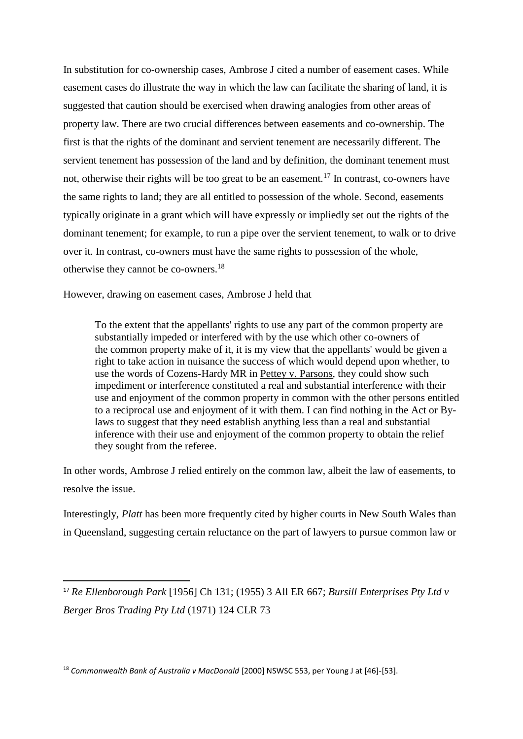In substitution for co-ownership cases, Ambrose J cited a number of easement cases. While easement cases do illustrate the way in which the law can facilitate the sharing of land, it is suggested that caution should be exercised when drawing analogies from other areas of property law. There are two crucial differences between easements and co-ownership. The first is that the rights of the dominant and servient tenement are necessarily different. The servient tenement has possession of the land and by definition, the dominant tenement must not, otherwise their rights will be too great to be an easement.[17] In contrast, co-owners have the same rights to land; they are all entitled to possession of the whole. Second, easements typically originate in a grant which will have expressly or impliedly set out the rights of the dominant tenement; for example, to run a pipe over the servient tenement, to walk or to drive over it. In contrast, co-owners must have the same rights to possession of the whole, otherwise they cannot be co-owners.[18]

However, drawing on easement cases, Ambrose J held that

> To the extent that the appellants' rights to use any part of the common property are substantially impeded or interfered with by the use which other co-owners of the common property make of it, it is my view that the appellants' would be given a right to take action in nuisance the success of which would depend upon whether, to use the words of Cozens-Hardy MR in Pettey v. Parsons, they could show such impediment or interference constituted a real and substantial interference with their use and enjoyment of the common property in common with the other persons entitled to a reciprocal use and enjoyment of it with them. I can find nothing in the Act or By-laws to suggest that they need establish anything less than a real and substantial inference with their use and enjoyment of the common property to obtain the relief they sought from the referee.

In other words, Ambrose J relied entirely on the common law, albeit the law of easements, to resolve the issue.

Interestingly, *Platt* has been more frequently cited by higher courts in New South Wales than in Queensland, suggesting certain reluctance on the part of lawyers to pursue common law or

---

[17] *Re Ellenborough Park* [1956] Ch 131; (1955) 3 All ER 667; *Bursill Enterprises Pty Ltd v Berger Bros Trading Pty Ltd* (1971) 124 CLR 73

[18] *Commonwealth Bank of Australia v MacDonald* [2000] NSWSC 553, per Young J at [46]-[53].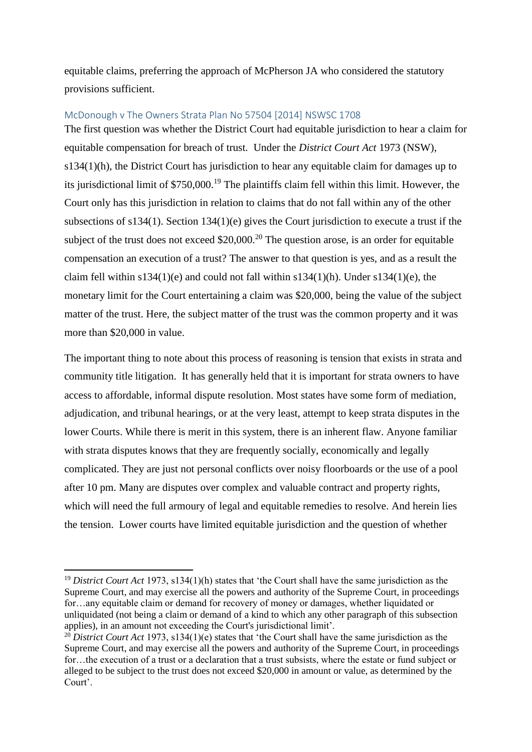equitable claims, preferring the approach of McPherson JA who considered the statutory provisions sufficient.

### McDonough v The Owners Strata Plan No 57504 [2014] NSWSC 1708

The first question was whether the District Court had equitable jurisdiction to hear a claim for equitable compensation for breach of trust. Under the *District Court Act* 1973 (NSW), s134(1)(h), the District Court has jurisdiction to hear any equitable claim for damages up to its jurisdictional limit of $750,000.[19] The plaintiffs claim fell within this limit. However, the Court only has this jurisdiction in relation to claims that do not fall within any of the other subsections of s134(1). Section 134(1)(e) gives the Court jurisdiction to execute a trust if the subject of the trust does not exceed $20,000.[20] The question arose, is an order for equitable compensation an execution of a trust? The answer to that question is yes, and as a result the claim fell within s134(1)(e) and could not fall within s134(1)(h). Under s134(1)(e), the monetary limit for the Court entertaining a claim was $20,000, being the value of the subject matter of the trust. Here, the subject matter of the trust was the common property and it was more than $20,000 in value.

The important thing to note about this process of reasoning is tension that exists in strata and community title litigation. It has generally held that it is important for strata owners to have access to affordable, informal dispute resolution. Most states have some form of mediation, adjudication, and tribunal hearings, or at the very least, attempt to keep strata disputes in the lower Courts. While there is merit in this system, there is an inherent flaw. Anyone familiar with strata disputes knows that they are frequently socially, economically and legally complicated. They are just not personal conflicts over noisy floorboards or the use of a pool after 10 pm. Many are disputes over complex and valuable contract and property rights, which will need the full armoury of legal and equitable remedies to resolve. And herein lies the tension. Lower courts have limited equitable jurisdiction and the question of whether

---

[19] *District Court Act* 1973, s134(1)(h) states that 'the Court shall have the same jurisdiction as the Supreme Court, and may exercise all the powers and authority of the Supreme Court, in proceedings for…any equitable claim or demand for recovery of money or damages, whether liquidated or unliquidated (not being a claim or demand of a kind to which any other paragraph of this subsection applies), in an amount not exceeding the Court's jurisdictional limit'.

[20] *District Court Act* 1973, s134(1)(e) states that 'the Court shall have the same jurisdiction as the Supreme Court, and may exercise all the powers and authority of the Supreme Court, in proceedings for…the execution of a trust or a declaration that a trust subsists, where the estate or fund subject or alleged to be subject to the trust does not exceed $20,000 in amount or value, as determined by the Court'.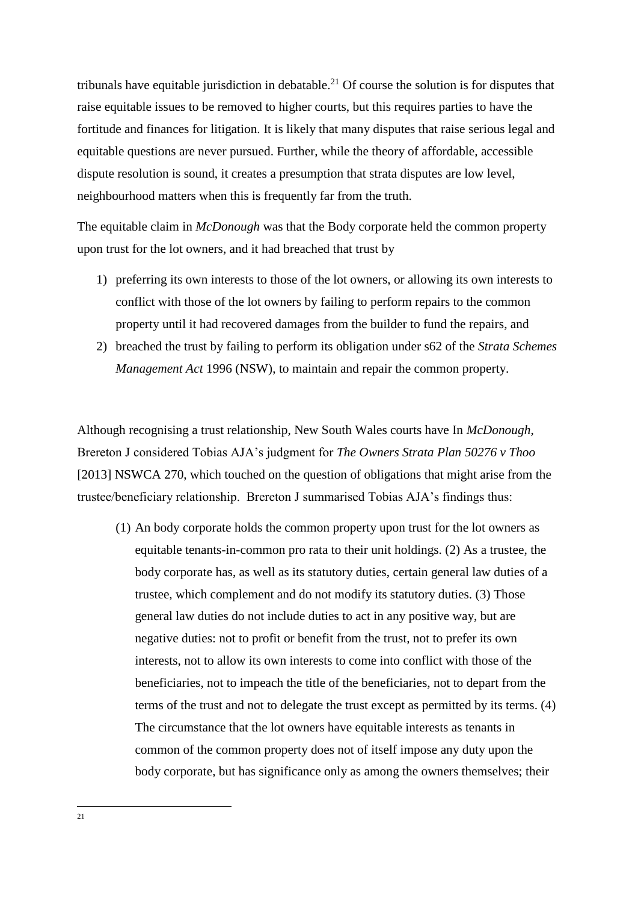tribunals have equitable jurisdiction in debatable.[21] Of course the solution is for disputes that raise equitable issues to be removed to higher courts, but this requires parties to have the fortitude and finances for litigation. It is likely that many disputes that raise serious legal and equitable questions are never pursued. Further, while the theory of affordable, accessible dispute resolution is sound, it creates a presumption that strata disputes are low level, neighbourhood matters when this is frequently far from the truth.

The equitable claim in *McDonough* was that the Body corporate held the common property upon trust for the lot owners, and it had breached that trust by

1) preferring its own interests to those of the lot owners, or allowing its own interests to conflict with those of the lot owners by failing to perform repairs to the common property until it had recovered damages from the builder to fund the repairs, and
2) breached the trust by failing to perform its obligation under s62 of the *Strata Schemes Management Act* 1996 (NSW), to maintain and repair the common property.

Although recognising a trust relationship, New South Wales courts have In *McDonough*, Brereton J considered Tobias AJA's judgment for *The Owners Strata Plan 50276 v Thoo* [2013] NSWCA 270, which touched on the question of obligations that might arise from the trustee/beneficiary relationship. Brereton J summarised Tobias AJA's findings thus:

> (1) An body corporate holds the common property upon trust for the lot owners as equitable tenants-in-common pro rata to their unit holdings. (2) As a trustee, the body corporate has, as well as its statutory duties, certain general law duties of a trustee, which complement and do not modify its statutory duties. (3) Those general law duties do not include duties to act in any positive way, but are negative duties: not to profit or benefit from the trust, not to prefer its own interests, not to allow its own interests to come into conflict with those of the beneficiaries, not to impeach the title of the beneficiaries, not to depart from the terms of the trust and not to delegate the trust except as permitted by its terms. (4) The circumstance that the lot owners have equitable interests as tenants in common of the common property does not of itself impose any duty upon the body corporate, but has significance only as among the owners themselves; their

---

[21]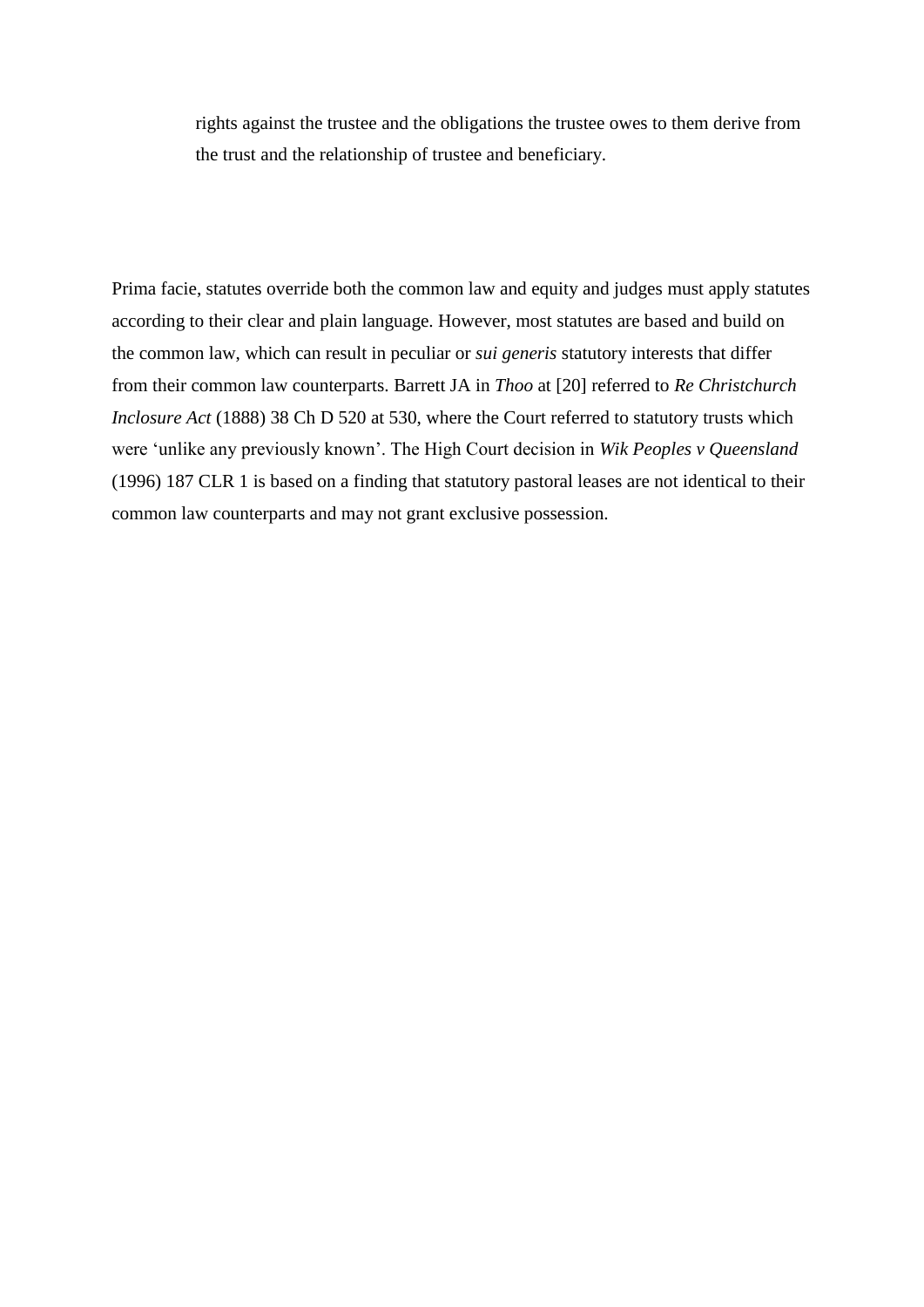> rights against the trustee and the obligations the trustee owes to them derive from the trust and the relationship of trustee and beneficiary.

Prima facie, statutes override both the common law and equity and judges must apply statutes according to their clear and plain language. However, most statutes are based and build on the common law, which can result in peculiar or *sui generis* statutory interests that differ from their common law counterparts. Barrett JA in *Thoo* at [20] referred to *Re Christchurch Inclosure Act* (1888) 38 Ch D 520 at 530, where the Court referred to statutory trusts which were 'unlike any previously known'. The High Court decision in *Wik Peoples v Queensland* (1996) 187 CLR 1 is based on a finding that statutory pastoral leases are not identical to their common law counterparts and may not grant exclusive possession.